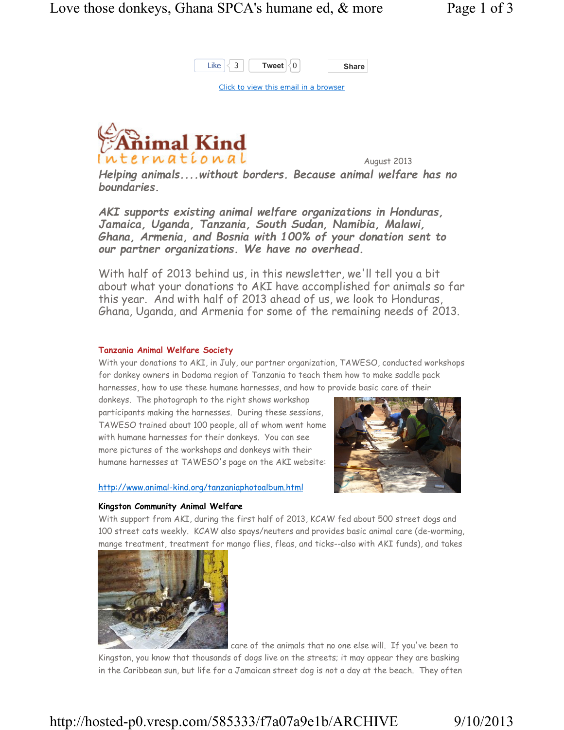Like 3 Tweet 0 Share

Click to view this email in a browser

# Animal Kind International

August 2013

***Helping animals....without borders. Because animal welfare has no boundaries.***

***AKI supports existing animal welfare organizations in Honduras, Jamaica, Uganda, Tanzania, South Sudan, Namibia, Malawi, Ghana, Armenia, and Bosnia with 100% of your donation sent to our partner organizations. We have no overhead.***

With half of 2013 behind us, in this newsletter, we'll tell you a bit about what your donations to AKI have accomplished for animals so far this year. And with half of 2013 ahead of us, we look to Honduras, Ghana, Uganda, and Armenia for some of the remaining needs of 2013.

### Tanzania Animal Welfare Society

With your donations to AKI, in July, our partner organization, TAWESO, conducted workshops for donkey owners in Dodoma region of Tanzania to teach them how to make saddle pack harnesses, how to use these humane harnesses, and how to provide basic care of their donkeys. The photograph to the right shows workshop participants making the harnesses. During these sessions, TAWESO trained about 100 people, all of whom went home with humane harnesses for their donkeys. You can see more pictures of the workshops and donkeys with their humane harnesses at TAWESO's page on the AKI website:

http://www.animal-kind.org/tanzaniaphotoalbum.html

### Kingston Community Animal Welfare

With support from AKI, during the first half of 2013, KCAW fed about 500 street dogs and 100 street cats weekly. KCAW also spays/neuters and provides basic animal care (de-worming, mange treatment, treatment for mango flies, fleas, and ticks--also with AKI funds), and takes care of the animals that no one else will. If you've been to Kingston, you know that thousands of dogs live on the streets; it may appear they are basking in the Caribbean sun, but life for a Jamaican street dog is not a day at the beach. They often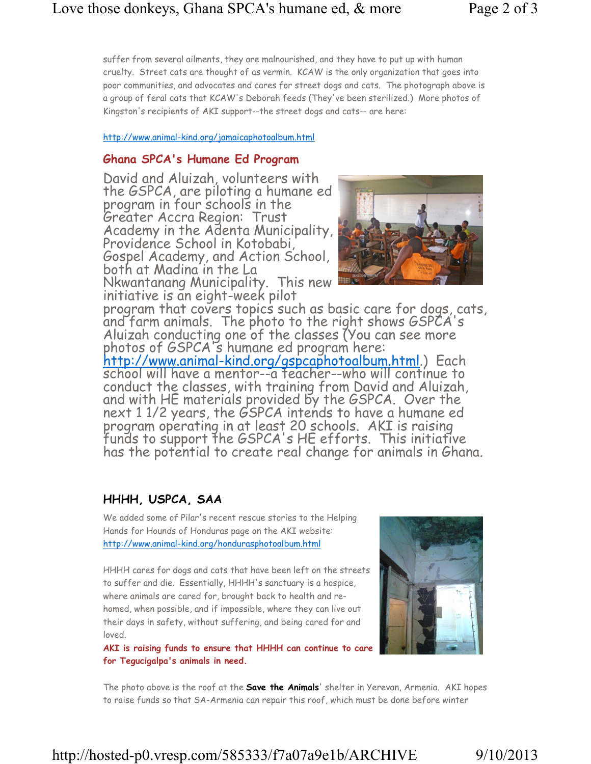suffer from several ailments, they are malnourished, and they have to put up with human cruelty. Street cats are thought of as vermin. KCAW is the only organization that goes into poor communities, and advocates and cares for street dogs and cats. The photograph above is a group of feral cats that KCAW's Deborah feeds (They've been sterilized.) More photos of Kingston's recipients of AKI support--the street dogs and cats-- are here:

http://www.animal-kind.org/jamaicaphotoalbum.html

## Ghana SPCA's Humane Ed Program

David and Aluizah, volunteers with the GSPCA, are piloting a humane ed program in four schools in the Greater Accra Region: Trust Academy in the Adenta Municipality, Providence School in Kotobabi, Gospel Academy, and Action School, both at Madina in the La Nkwantanang Municipality. This new initiative is an eight-week pilot program that covers topics such as basic care for dogs, cats, and farm animals. The photo to the right shows GSPCA's Aluizah conducting one of the classes (You can see more photos of GSPCA's humane ed program here: http://www.animal-kind.org/gspcaphotoalbum.html.) Each school will have a mentor--a teacher--who will continue to conduct the classes, with training from David and Aluizah, and with HE materials provided by the GSPCA. Over the next 1 1/2 years, the GSPCA intends to have a humane ed program operating in at least 20 schools. AKI is raising funds to support the GSPCA's HE efforts. This initiative has the potential to create real change for animals in Ghana.

## HHHH, USPCA, SAA

We added some of Pilar's recent rescue stories to the Helping Hands for Hounds of Honduras page on the AKI website: http://www.animal-kind.org/hondurasphotoalbum.html

HHHH cares for dogs and cats that have been left on the streets to suffer and die. Essentially, HHHH's sanctuary is a hospice, where animals are cared for, brought back to health and re-homed, when possible, and if impossible, where they can live out their days in safety, without suffering, and being cared for and loved.

**AKI is raising funds to ensure that HHHH can continue to care for Tegucigalpa's animals in need.**

The photo above is the roof at the **Save the Animals**' shelter in Yerevan, Armenia. AKI hopes to raise funds so that SA-Armenia can repair this roof, which must be done before winter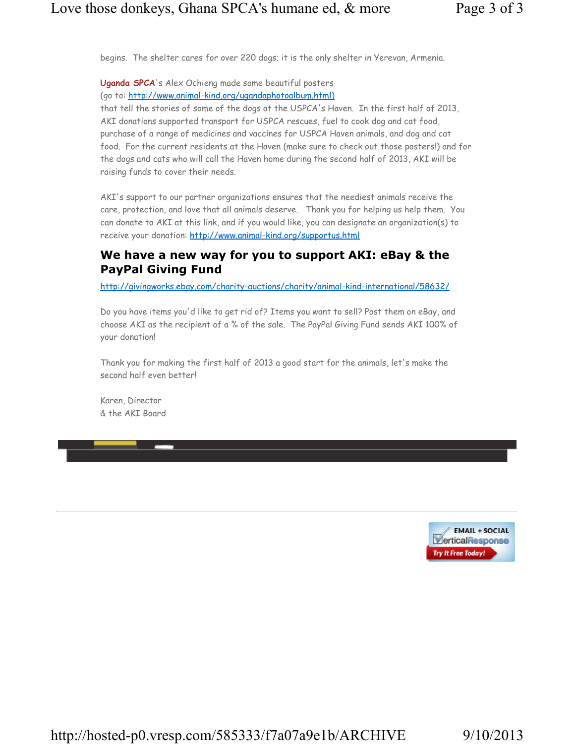begins. The shelter cares for over 220 dogs; it is the only shelter in Yerevan, Armenia.

**Uganda SPCA**'s Alex Ochieng made some beautiful posters (go to: http://www.animal-kind.org/ugandaphotoalbum.html) that tell the stories of some of the dogs at the USPCA's Haven. In the first half of 2013, AKI donations supported transport for USPCA rescues, fuel to cook dog and cat food, purchase of a range of medicines and vaccines for USPCA Haven animals, and dog and cat food. For the current residents at the Haven (make sure to check out those posters!) and for the dogs and cats who will call the Haven home during the second half of 2013, AKI will be raising funds to cover their needs.

AKI's support to our partner organizations ensures that the neediest animals receive the care, protection, and love that all animals deserve. Thank you for helping us help them. You can donate to AKI at this link, and if you would like, you can designate an organization(s) to receive your donation: http://www.animal-kind.org/supportus.html

## We have a new way for you to support AKI: eBay & the PayPal Giving Fund

http://givingworks.ebay.com/charity-auctions/charity/animal-kind-international/58632/

Do you have items you'd like to get rid of? Items you want to sell? Post them on eBay, and choose AKI as the recipient of a % of the sale. The PayPal Giving Fund sends AKI 100% of your donation!

Thank you for making the first half of 2013 a good start for the animals, let's make the second half even better!

Karen, Director
& the AKI Board

EMAIL + SOCIAL
VerticalResponse
Try It Free Today!